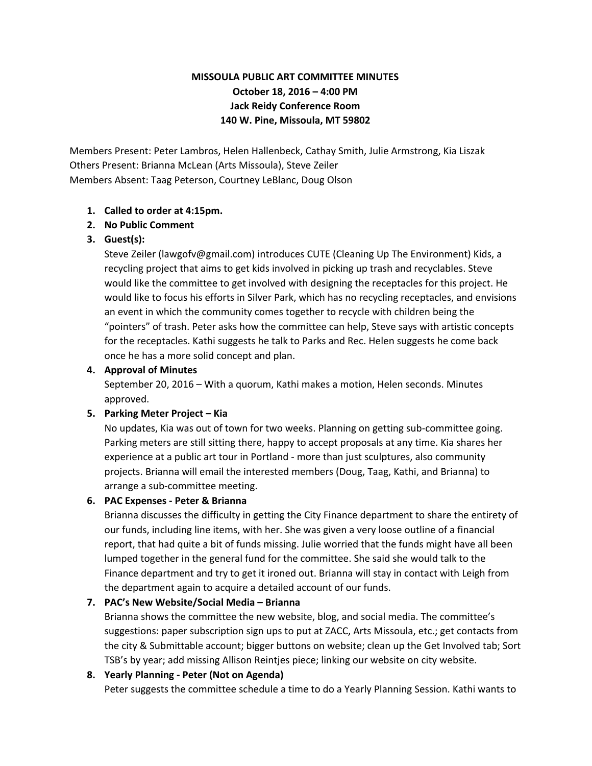# MISSOULA PUBLIC ART COMMITTEE MINUTES

**October 18, 2016 – 4:00 PM**
**Jack Reidy Conference Room**
**140 W. Pine, Missoula, MT 59802**

Members Present: Peter Lambros, Helen Hallenbeck, Cathay Smith, Julie Armstrong, Kia Liszak
Others Present: Brianna McLean (Arts Missoula), Steve Zeiler
Members Absent: Taag Peterson, Courtney LeBlanc, Doug Olson

1. **Called to order at 4:15pm.**
2. **No Public Comment**
3. **Guest(s):**
   Steve Zeiler (lawgofv@gmail.com) introduces CUTE (Cleaning Up The Environment) Kids, a recycling project that aims to get kids involved in picking up trash and recyclables. Steve would like the committee to get involved with designing the receptacles for this project. He would like to focus his efforts in Silver Park, which has no recycling receptacles, and envisions an event in which the community comes together to recycle with children being the "pointers" of trash. Peter asks how the committee can help, Steve says with artistic concepts for the receptacles. Kathi suggests he talk to Parks and Rec. Helen suggests he come back once he has a more solid concept and plan.
4. **Approval of Minutes**
   September 20, 2016 – With a quorum, Kathi makes a motion, Helen seconds. Minutes approved.
5. **Parking Meter Project – Kia**
   No updates, Kia was out of town for two weeks. Planning on getting sub-committee going. Parking meters are still sitting there, happy to accept proposals at any time. Kia shares her experience at a public art tour in Portland - more than just sculptures, also community projects. Brianna will email the interested members (Doug, Taag, Kathi, and Brianna) to arrange a sub-committee meeting.
6. **PAC Expenses - Peter & Brianna**
   Brianna discusses the difficulty in getting the City Finance department to share the entirety of our funds, including line items, with her. She was given a very loose outline of a financial report, that had quite a bit of funds missing. Julie worried that the funds might have all been lumped together in the general fund for the committee. She said she would talk to the Finance department and try to get it ironed out. Brianna will stay in contact with Leigh from the department again to acquire a detailed account of our funds.
7. **PAC's New Website/Social Media – Brianna**
   Brianna shows the committee the new website, blog, and social media. The committee's suggestions: paper subscription sign ups to put at ZACC, Arts Missoula, etc.; get contacts from the city & Submittable account; bigger buttons on website; clean up the Get Involved tab; Sort TSB's by year; add missing Allison Reintjes piece; linking our website on city website.
8. **Yearly Planning - Peter (Not on Agenda)**
   Peter suggests the committee schedule a time to do a Yearly Planning Session. Kathi wants to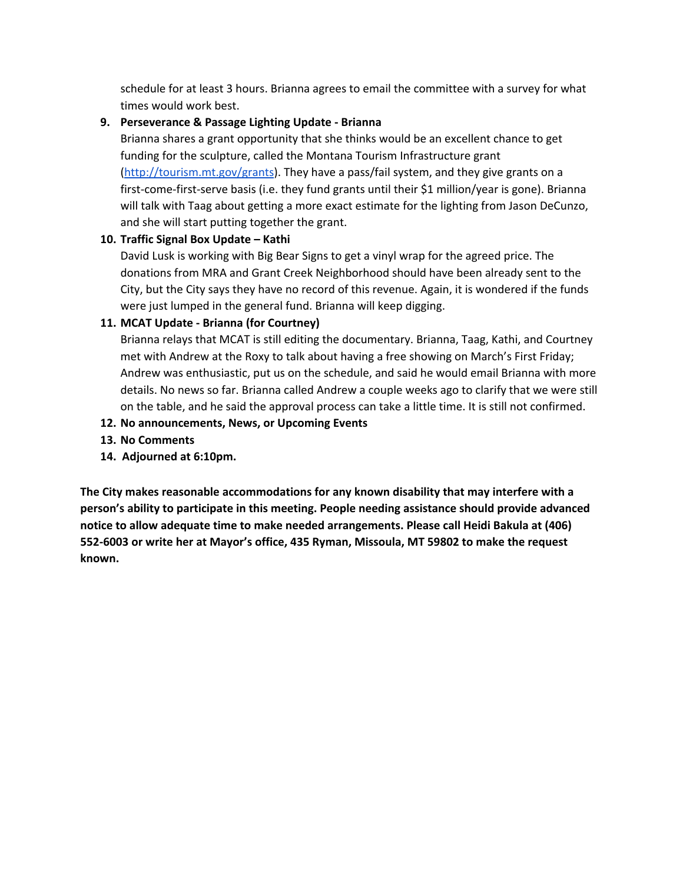schedule for at least 3 hours. Brianna agrees to email the committee with a survey for what times would work best.

9. **Perseverance & Passage Lighting Update - Brianna**
   Brianna shares a grant opportunity that she thinks would be an excellent chance to get funding for the sculpture, called the Montana Tourism Infrastructure grant (http://tourism.mt.gov/grants). They have a pass/fail system, and they give grants on a first-come-first-serve basis (i.e. they fund grants until their $1 million/year is gone). Brianna will talk with Taag about getting a more exact estimate for the lighting from Jason DeCunzo, and she will start putting together the grant.
10. **Traffic Signal Box Update – Kathi**
    David Lusk is working with Big Bear Signs to get a vinyl wrap for the agreed price. The donations from MRA and Grant Creek Neighborhood should have been already sent to the City, but the City says they have no record of this revenue. Again, it is wondered if the funds were just lumped in the general fund. Brianna will keep digging.
11. **MCAT Update - Brianna (for Courtney)**
    Brianna relays that MCAT is still editing the documentary. Brianna, Taag, Kathi, and Courtney met with Andrew at the Roxy to talk about having a free showing on March's First Friday; Andrew was enthusiastic, put us on the schedule, and said he would email Brianna with more details. No news so far. Brianna called Andrew a couple weeks ago to clarify that we were still on the table, and he said the approval process can take a little time. It is still not confirmed.
12. **No announcements, News, or Upcoming Events**
13. **No Comments**
14. **Adjourned at 6:10pm.**

**The City makes reasonable accommodations for any known disability that may interfere with a person's ability to participate in this meeting. People needing assistance should provide advanced notice to allow adequate time to make needed arrangements. Please call Heidi Bakula at (406) 552-6003 or write her at Mayor's office, 435 Ryman, Missoula, MT 59802 to make the request known.**